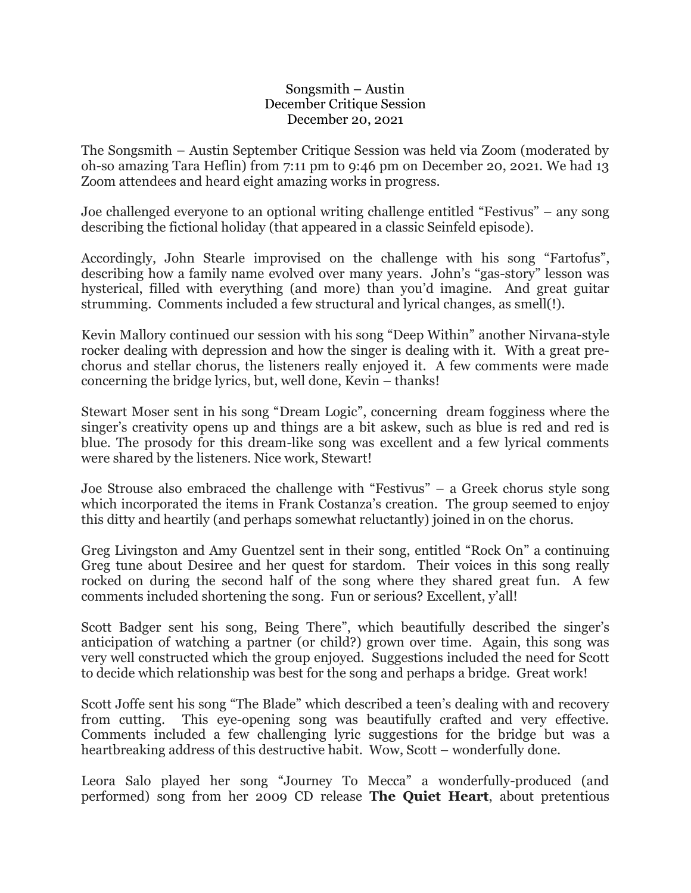Songsmith – Austin
December Critique Session
December 20, 2021

The Songsmith – Austin September Critique Session was held via Zoom (moderated by oh-so amazing Tara Heflin) from 7:11 pm to 9:46 pm on December 20, 2021. We had 13 Zoom attendees and heard eight amazing works in progress.

Joe challenged everyone to an optional writing challenge entitled "Festivus" – any song describing the fictional holiday (that appeared in a classic Seinfeld episode).

Accordingly, John Stearle improvised on the challenge with his song "Fartofus", describing how a family name evolved over many years. John's "gas-story" lesson was hysterical, filled with everything (and more) than you'd imagine. And great guitar strumming. Comments included a few structural and lyrical changes, as smell(!).

Kevin Mallory continued our session with his song "Deep Within" another Nirvana-style rocker dealing with depression and how the singer is dealing with it. With a great pre-chorus and stellar chorus, the listeners really enjoyed it. A few comments were made concerning the bridge lyrics, but, well done, Kevin – thanks!

Stewart Moser sent in his song "Dream Logic", concerning dream fogginess where the singer's creativity opens up and things are a bit askew, such as blue is red and red is blue. The prosody for this dream-like song was excellent and a few lyrical comments were shared by the listeners. Nice work, Stewart!

Joe Strouse also embraced the challenge with "Festivus" – a Greek chorus style song which incorporated the items in Frank Costanza's creation. The group seemed to enjoy this ditty and heartily (and perhaps somewhat reluctantly) joined in on the chorus.

Greg Livingston and Amy Guentzel sent in their song, entitled "Rock On" a continuing Greg tune about Desiree and her quest for stardom. Their voices in this song really rocked on during the second half of the song where they shared great fun. A few comments included shortening the song. Fun or serious? Excellent, y'all!

Scott Badger sent his song, Being There", which beautifully described the singer's anticipation of watching a partner (or child?) grown over time. Again, this song was very well constructed which the group enjoyed. Suggestions included the need for Scott to decide which relationship was best for the song and perhaps a bridge. Great work!

Scott Joffe sent his song "The Blade" which described a teen's dealing with and recovery from cutting. This eye-opening song was beautifully crafted and very effective. Comments included a few challenging lyric suggestions for the bridge but was a heartbreaking address of this destructive habit. Wow, Scott – wonderfully done.

Leora Salo played her song "Journey To Mecca" a wonderfully-produced (and performed) song from her 2009 CD release **The Quiet Heart**, about pretentious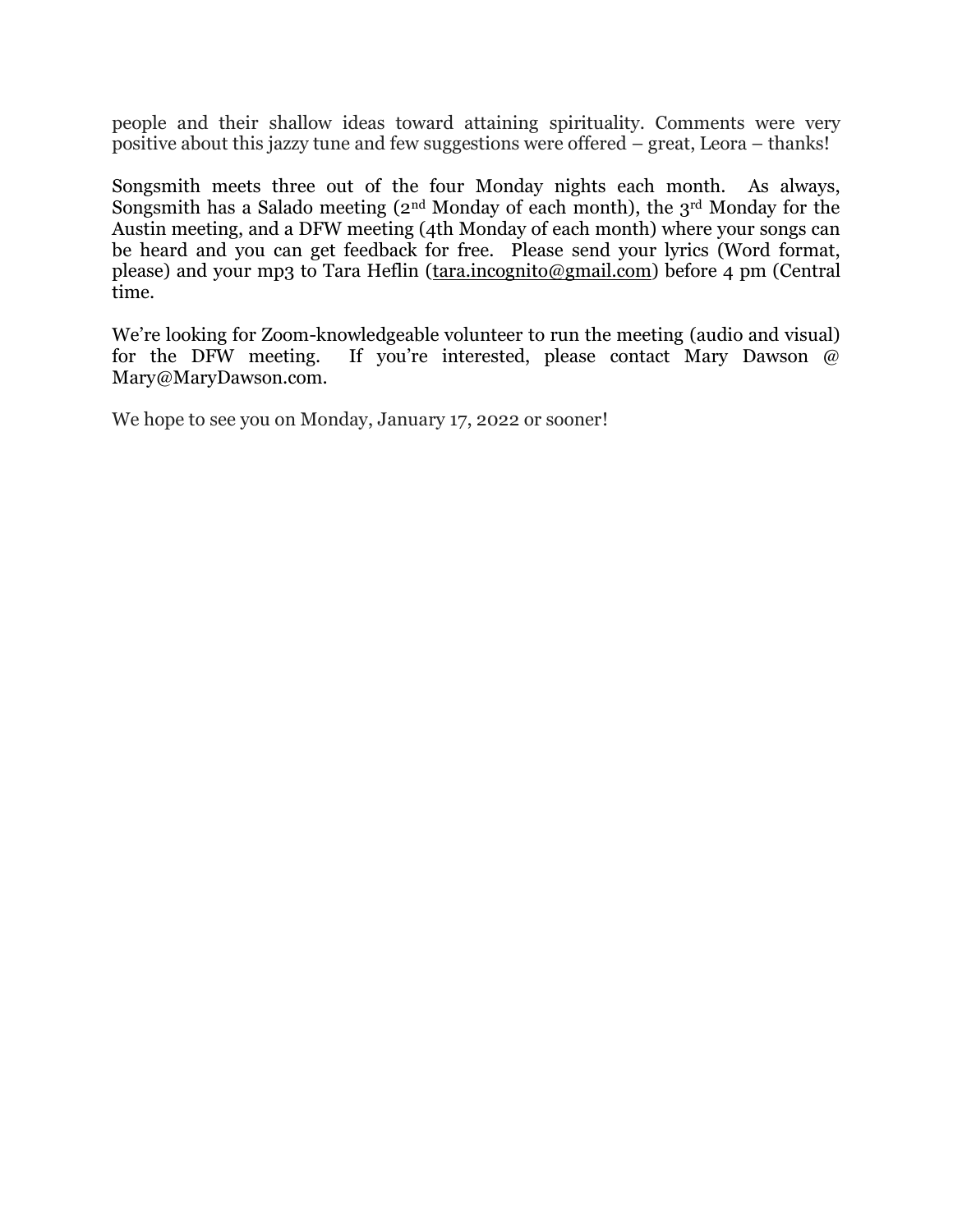people and their shallow ideas toward attaining spirituality. Comments were very positive about this jazzy tune and few suggestions were offered – great, Leora – thanks!

Songsmith meets three out of the four Monday nights each month. As always, Songsmith has a Salado meeting (2nd Monday of each month), the 3rd Monday for the Austin meeting, and a DFW meeting (4th Monday of each month) where your songs can be heard and you can get feedback for free. Please send your lyrics (Word format, please) and your mp3 to Tara Heflin (tara.incognito@gmail.com) before 4 pm (Central time.

We're looking for Zoom-knowledgeable volunteer to run the meeting (audio and visual) for the DFW meeting. If you're interested, please contact Mary Dawson @ Mary@MaryDawson.com.

We hope to see you on Monday, January 17, 2022 or sooner!